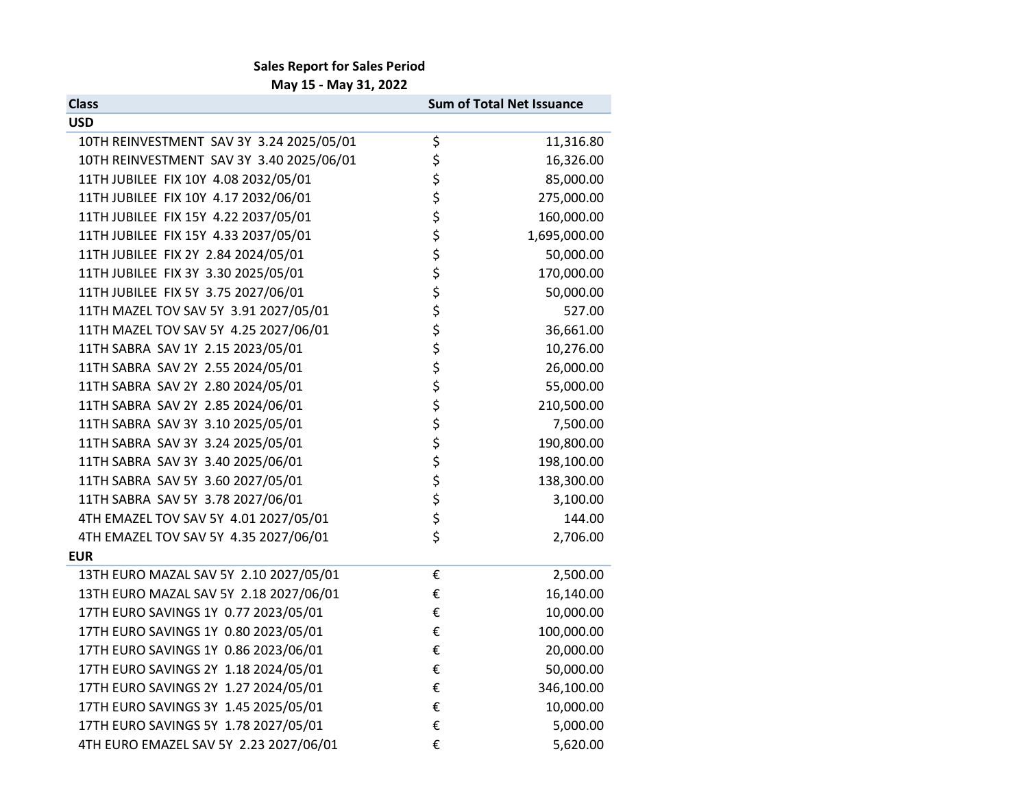**Sales Report for Sales Period**

**May 15 - May 31, 2022**

| Class | Sum of Total Net Issuance | |
|---|---|---|
| **USD** | | |
| 10TH REINVESTMENT SAV 3Y 3.24 2025/05/01 | $ | 11,316.80 |
| 10TH REINVESTMENT SAV 3Y 3.40 2025/06/01 | $ | 16,326.00 |
| 11TH JUBILEE FIX 10Y 4.08 2032/05/01 | $ | 85,000.00 |
| 11TH JUBILEE FIX 10Y 4.17 2032/06/01 | $ | 275,000.00 |
| 11TH JUBILEE FIX 15Y 4.22 2037/05/01 | $ | 160,000.00 |
| 11TH JUBILEE FIX 15Y 4.33 2037/05/01 | $ | 1,695,000.00 |
| 11TH JUBILEE FIX 2Y 2.84 2024/05/01 | $ | 50,000.00 |
| 11TH JUBILEE FIX 3Y 3.30 2025/05/01 | $ | 170,000.00 |
| 11TH JUBILEE FIX 5Y 3.75 2027/06/01 | $ | 50,000.00 |
| 11TH MAZEL TOV SAV 5Y 3.91 2027/05/01 | $ | 527.00 |
| 11TH MAZEL TOV SAV 5Y 4.25 2027/06/01 | $ | 36,661.00 |
| 11TH SABRA SAV 1Y 2.15 2023/05/01 | $ | 10,276.00 |
| 11TH SABRA SAV 2Y 2.55 2024/05/01 | $ | 26,000.00 |
| 11TH SABRA SAV 2Y 2.80 2024/05/01 | $ | 55,000.00 |
| 11TH SABRA SAV 2Y 2.85 2024/06/01 | $ | 210,500.00 |
| 11TH SABRA SAV 3Y 3.10 2025/05/01 | $ | 7,500.00 |
| 11TH SABRA SAV 3Y 3.24 2025/05/01 | $ | 190,800.00 |
| 11TH SABRA SAV 3Y 3.40 2025/06/01 | $ | 198,100.00 |
| 11TH SABRA SAV 5Y 3.60 2027/05/01 | $ | 138,300.00 |
| 11TH SABRA SAV 5Y 3.78 2027/06/01 | $ | 3,100.00 |
| 4TH EMAZEL TOV SAV 5Y 4.01 2027/05/01 | $ | 144.00 |
| 4TH EMAZEL TOV SAV 5Y 4.35 2027/06/01 | $ | 2,706.00 |
| **EUR** | | |
| 13TH EURO MAZAL SAV 5Y 2.10 2027/05/01 | € | 2,500.00 |
| 13TH EURO MAZAL SAV 5Y 2.18 2027/06/01 | € | 16,140.00 |
| 17TH EURO SAVINGS 1Y 0.77 2023/05/01 | € | 10,000.00 |
| 17TH EURO SAVINGS 1Y 0.80 2023/05/01 | € | 100,000.00 |
| 17TH EURO SAVINGS 1Y 0.86 2023/06/01 | € | 20,000.00 |
| 17TH EURO SAVINGS 2Y 1.18 2024/05/01 | € | 50,000.00 |
| 17TH EURO SAVINGS 2Y 1.27 2024/05/01 | € | 346,100.00 |
| 17TH EURO SAVINGS 3Y 1.45 2025/05/01 | € | 10,000.00 |
| 17TH EURO SAVINGS 5Y 1.78 2027/05/01 | € | 5,000.00 |
| 4TH EURO EMAZEL SAV 5Y 2.23 2027/06/01 | € | 5,620.00 |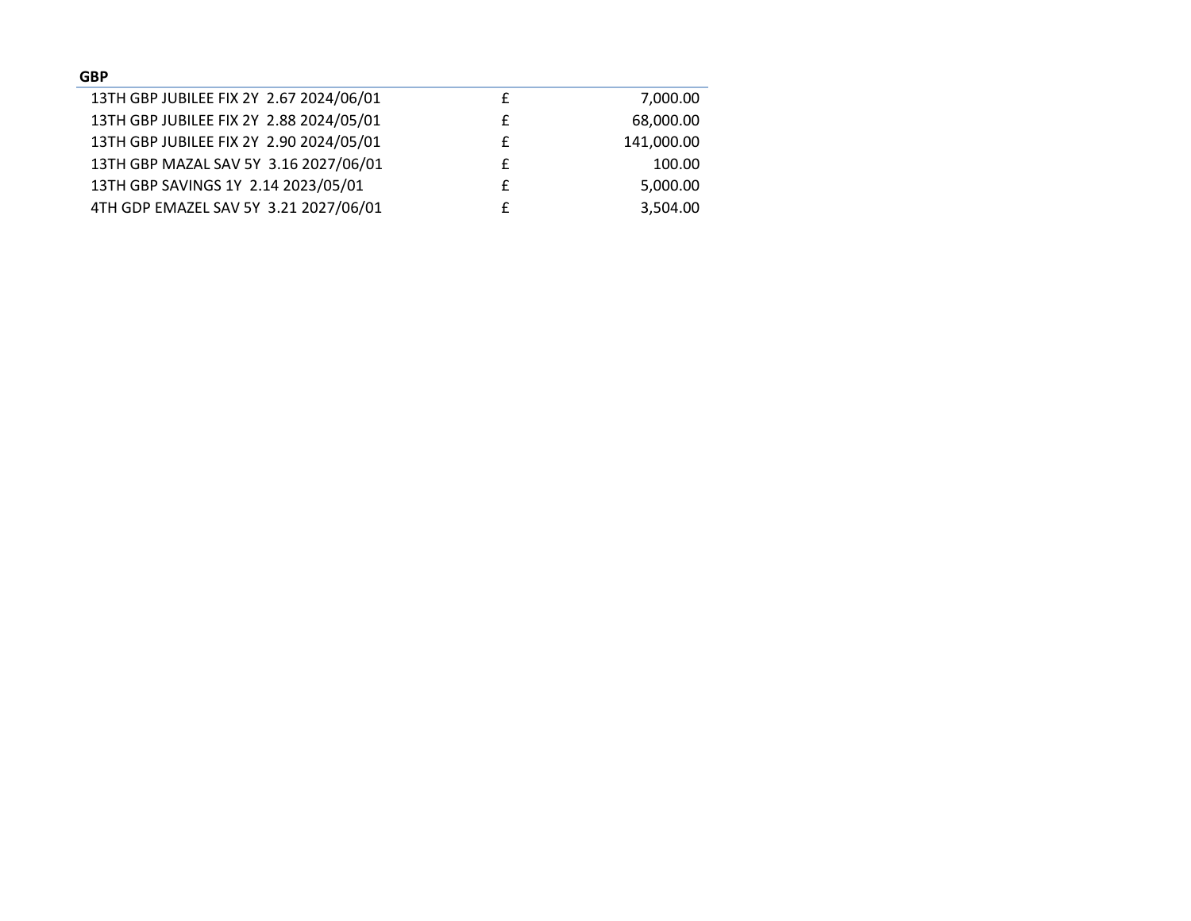**GBP**

| | | |
|---|---|---|
| 13TH GBP JUBILEE FIX 2Y 2.67 2024/06/01 | £ | 7,000.00 |
| 13TH GBP JUBILEE FIX 2Y 2.88 2024/05/01 | £ | 68,000.00 |
| 13TH GBP JUBILEE FIX 2Y 2.90 2024/05/01 | £ | 141,000.00 |
| 13TH GBP MAZAL SAV 5Y 3.16 2027/06/01 | £ | 100.00 |
| 13TH GBP SAVINGS 1Y 2.14 2023/05/01 | £ | 5,000.00 |
| 4TH GDP EMAZEL SAV 5Y 3.21 2027/06/01 | £ | 3,504.00 |